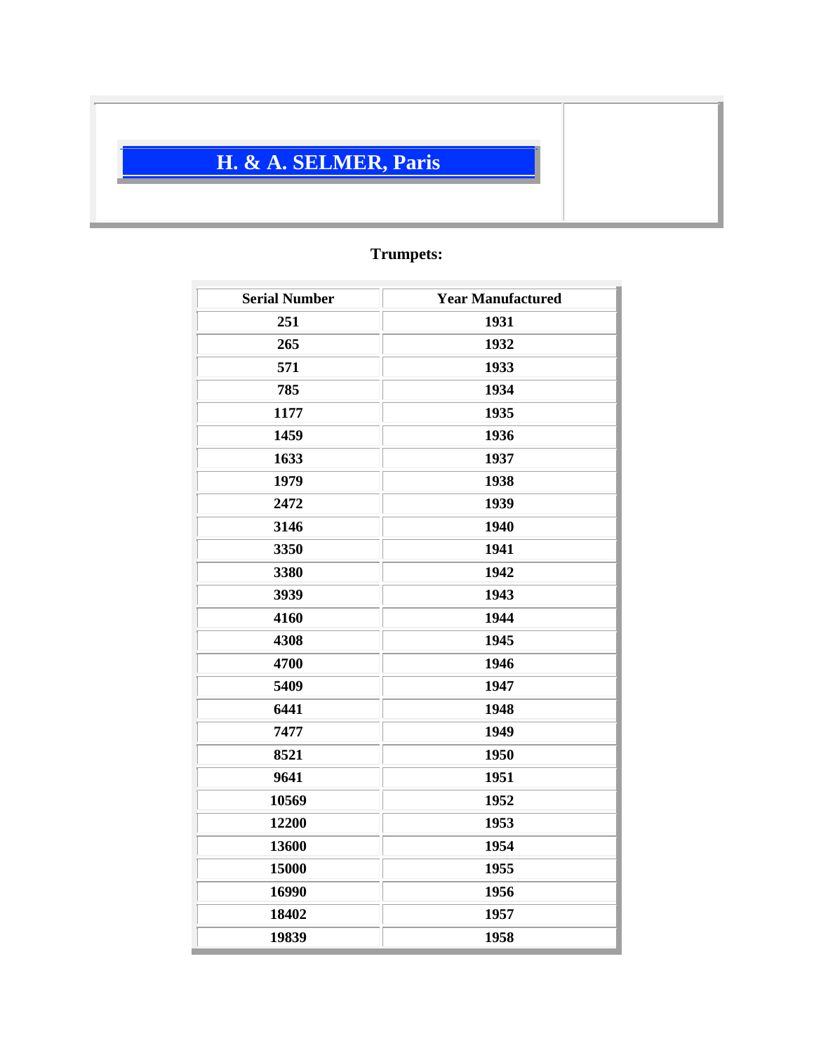# H. & A. SELMER, Paris

## Trumpets:

| Serial Number | Year Manufactured |
|---|---|
| 251 | 1931 |
| 265 | 1932 |
| 571 | 1933 |
| 785 | 1934 |
| 1177 | 1935 |
| 1459 | 1936 |
| 1633 | 1937 |
| 1979 | 1938 |
| 2472 | 1939 |
| 3146 | 1940 |
| 3350 | 1941 |
| 3380 | 1942 |
| 3939 | 1943 |
| 4160 | 1944 |
| 4308 | 1945 |
| 4700 | 1946 |
| 5409 | 1947 |
| 6441 | 1948 |
| 7477 | 1949 |
| 8521 | 1950 |
| 9641 | 1951 |
| 10569 | 1952 |
| 12200 | 1953 |
| 13600 | 1954 |
| 15000 | 1955 |
| 16990 | 1956 |
| 18402 | 1957 |
| 19839 | 1958 |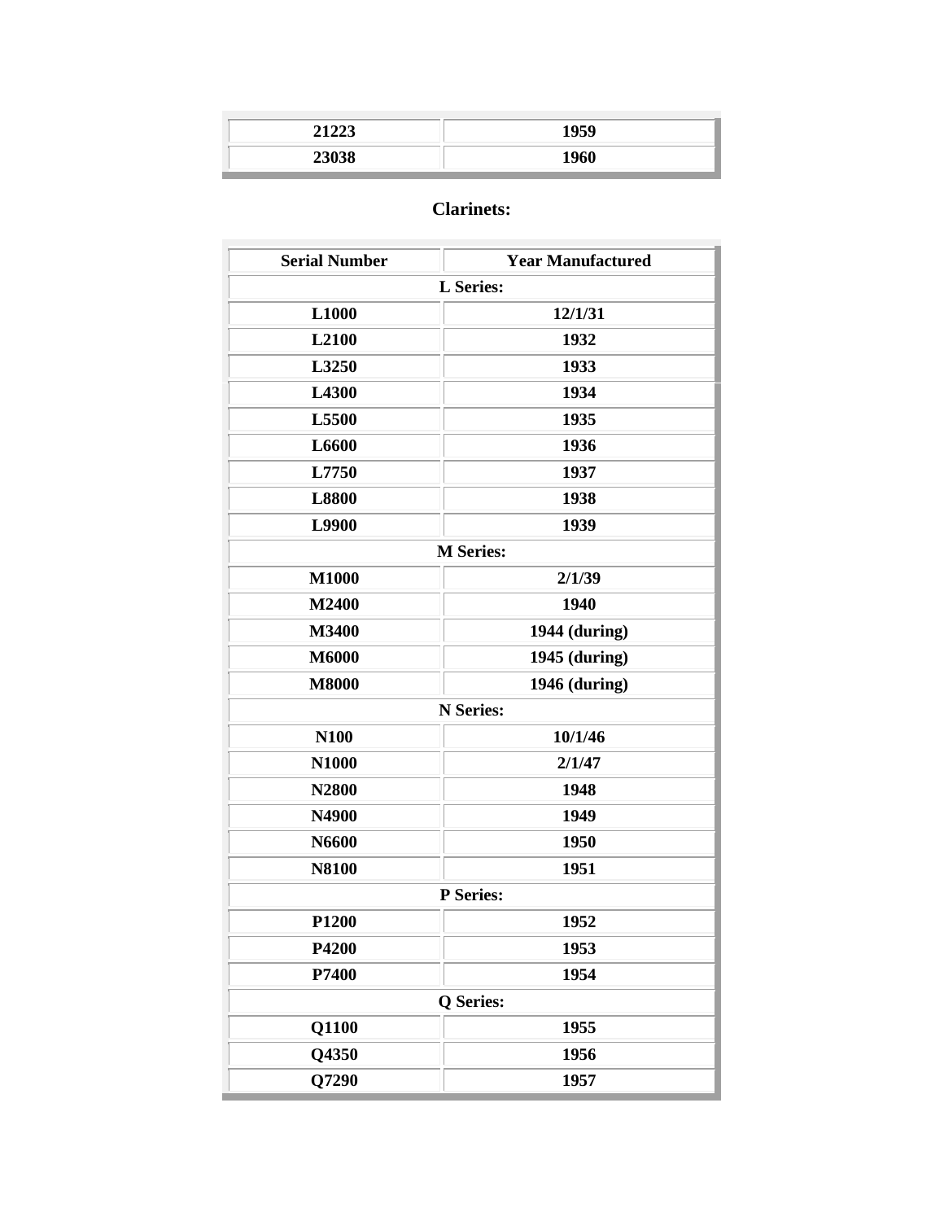| 21223 | 1959 |
|---|---|
| 23038 | 1960 |

### Clarinets:

| Serial Number | Year Manufactured |
|---|---|
| **L Series:** | |
| L1000 | 12/1/31 |
| L2100 | 1932 |
| L3250 | 1933 |
| L4300 | 1934 |
| L5500 | 1935 |
| L6600 | 1936 |
| L7750 | 1937 |
| L8800 | 1938 |
| L9900 | 1939 |
| **M Series:** | |
| M1000 | 2/1/39 |
| M2400 | 1940 |
| M3400 | 1944 (during) |
| M6000 | 1945 (during) |
| M8000 | 1946 (during) |
| **N Series:** | |
| N100 | 10/1/46 |
| N1000 | 2/1/47 |
| N2800 | 1948 |
| N4900 | 1949 |
| N6600 | 1950 |
| N8100 | 1951 |
| **P Series:** | |
| P1200 | 1952 |
| P4200 | 1953 |
| P7400 | 1954 |
| **Q Series:** | |
| Q1100 | 1955 |
| Q4350 | 1956 |
| Q7290 | 1957 |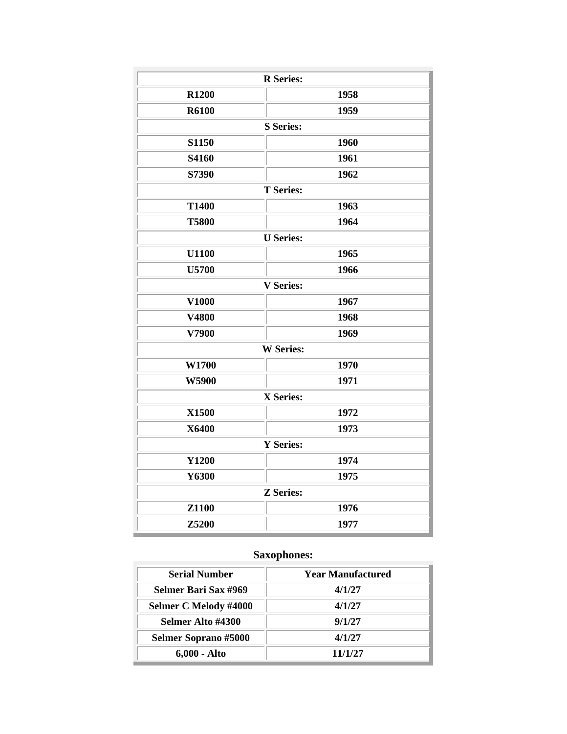| R Series: | |
|---|---|
| R1200 | 1958 |
| R6100 | 1959 |
| S Series: | |
| S1150 | 1960 |
| S4160 | 1961 |
| S7390 | 1962 |
| T Series: | |
| T1400 | 1963 |
| T5800 | 1964 |
| U Series: | |
| U1100 | 1965 |
| U5700 | 1966 |
| V Series: | |
| V1000 | 1967 |
| V4800 | 1968 |
| V7900 | 1969 |
| W Series: | |
| W1700 | 1970 |
| W5900 | 1971 |
| X Series: | |
| X1500 | 1972 |
| X6400 | 1973 |
| Y Series: | |
| Y1200 | 1974 |
| Y6300 | 1975 |
| Z Series: | |
| Z1100 | 1976 |
| Z5200 | 1977 |

## Saxophones:

| Serial Number | Year Manufactured |
|---|---|
| Selmer Bari Sax #969 | 4/1/27 |
| Selmer C Melody #4000 | 4/1/27 |
| Selmer Alto #4300 | 9/1/27 |
| Selmer Soprano #5000 | 4/1/27 |
| 6,000 - Alto | 11/1/27 |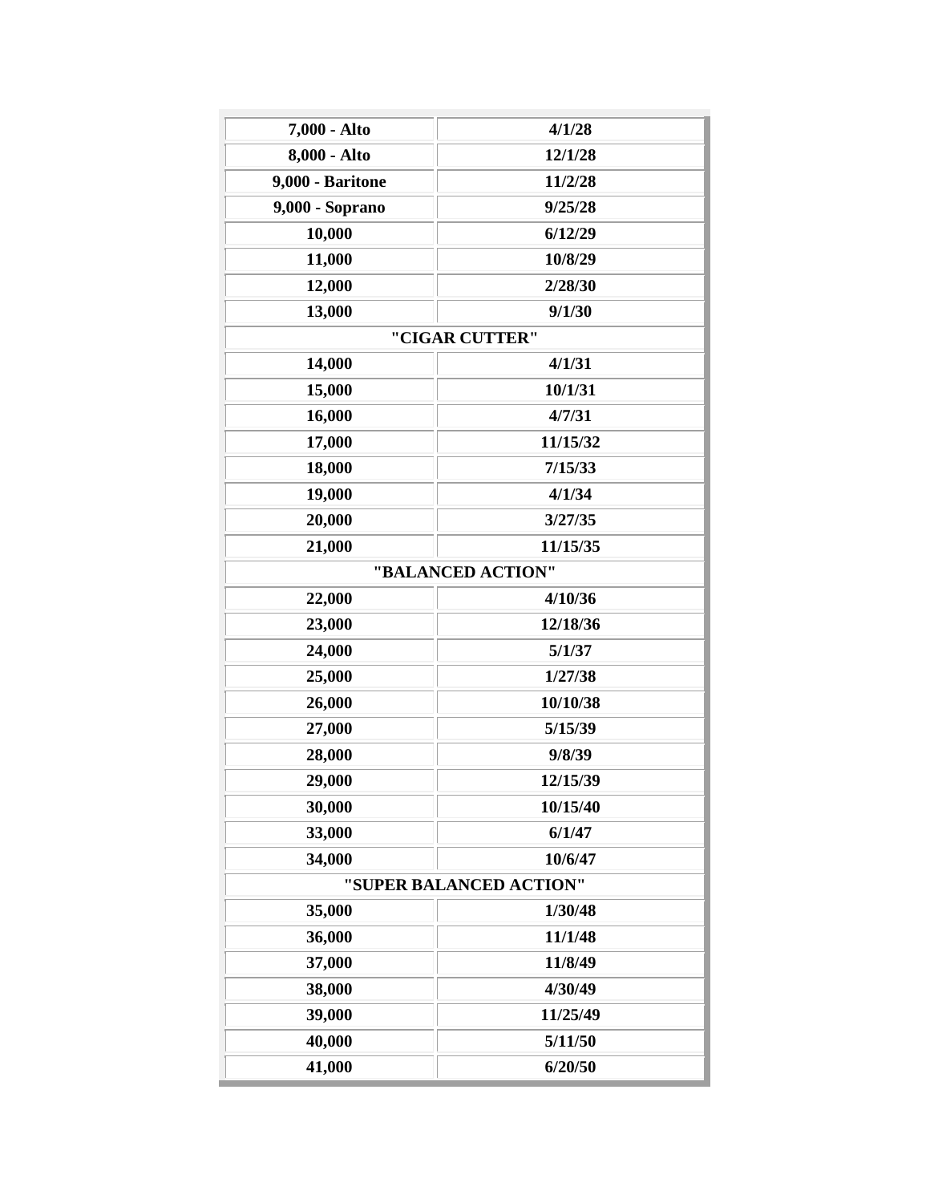| | |
|---|---|
| **7,000 - Alto** | **4/1/28** |
| **8,000 - Alto** | **12/1/28** |
| **9,000 - Baritone** | **11/2/28** |
| **9,000 - Soprano** | **9/25/28** |
| **10,000** | **6/12/29** |
| **11,000** | **10/8/29** |
| **12,000** | **2/28/30** |
| **13,000** | **9/1/30** |
| **"CIGAR CUTTER"** | |
| **14,000** | **4/1/31** |
| **15,000** | **10/1/31** |
| **16,000** | **4/7/31** |
| **17,000** | **11/15/32** |
| **18,000** | **7/15/33** |
| **19,000** | **4/1/34** |
| **20,000** | **3/27/35** |
| **21,000** | **11/15/35** |
| **"BALANCED ACTION"** | |
| **22,000** | **4/10/36** |
| **23,000** | **12/18/36** |
| **24,000** | **5/1/37** |
| **25,000** | **1/27/38** |
| **26,000** | **10/10/38** |
| **27,000** | **5/15/39** |
| **28,000** | **9/8/39** |
| **29,000** | **12/15/39** |
| **30,000** | **10/15/40** |
| **33,000** | **6/1/47** |
| **34,000** | **10/6/47** |
| **"SUPER BALANCED ACTION"** | |
| **35,000** | **1/30/48** |
| **36,000** | **11/1/48** |
| **37,000** | **11/8/49** |
| **38,000** | **4/30/49** |
| **39,000** | **11/25/49** |
| **40,000** | **5/11/50** |
| **41,000** | **6/20/50** |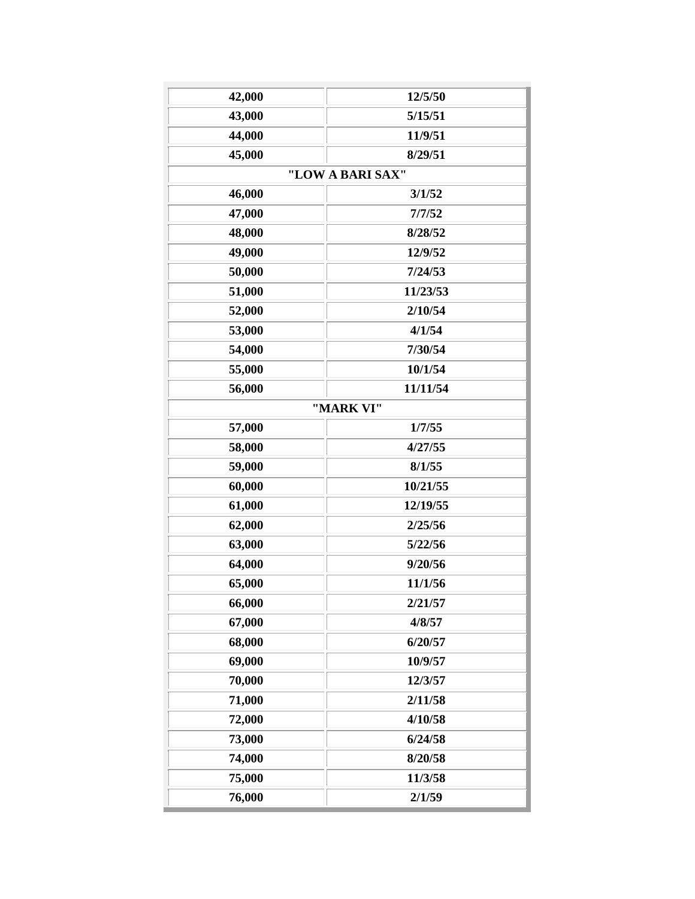| | |
|---|---|
| 42,000 | 12/5/50 |
| 43,000 | 5/15/51 |
| 44,000 | 11/9/51 |
| 45,000 | 8/29/51 |
| "LOW A BARI SAX" | |
| 46,000 | 3/1/52 |
| 47,000 | 7/7/52 |
| 48,000 | 8/28/52 |
| 49,000 | 12/9/52 |
| 50,000 | 7/24/53 |
| 51,000 | 11/23/53 |
| 52,000 | 2/10/54 |
| 53,000 | 4/1/54 |
| 54,000 | 7/30/54 |
| 55,000 | 10/1/54 |
| 56,000 | 11/11/54 |
| "MARK VI" | |
| 57,000 | 1/7/55 |
| 58,000 | 4/27/55 |
| 59,000 | 8/1/55 |
| 60,000 | 10/21/55 |
| 61,000 | 12/19/55 |
| 62,000 | 2/25/56 |
| 63,000 | 5/22/56 |
| 64,000 | 9/20/56 |
| 65,000 | 11/1/56 |
| 66,000 | 2/21/57 |
| 67,000 | 4/8/57 |
| 68,000 | 6/20/57 |
| 69,000 | 10/9/57 |
| 70,000 | 12/3/57 |
| 71,000 | 2/11/58 |
| 72,000 | 4/10/58 |
| 73,000 | 6/24/58 |
| 74,000 | 8/20/58 |
| 75,000 | 11/3/58 |
| 76,000 | 2/1/59 |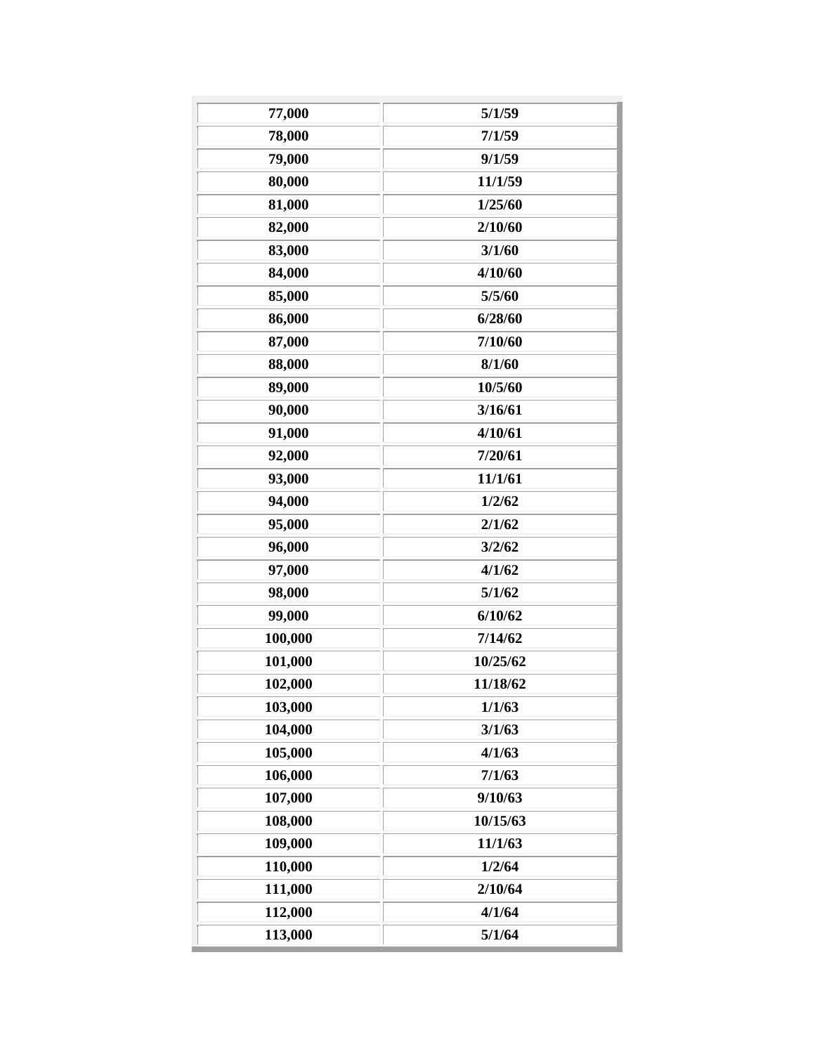| 77,000 | 5/1/59 |
|---|---|
| 78,000 | 7/1/59 |
| 79,000 | 9/1/59 |
| 80,000 | 11/1/59 |
| 81,000 | 1/25/60 |
| 82,000 | 2/10/60 |
| 83,000 | 3/1/60 |
| 84,000 | 4/10/60 |
| 85,000 | 5/5/60 |
| 86,000 | 6/28/60 |
| 87,000 | 7/10/60 |
| 88,000 | 8/1/60 |
| 89,000 | 10/5/60 |
| 90,000 | 3/16/61 |
| 91,000 | 4/10/61 |
| 92,000 | 7/20/61 |
| 93,000 | 11/1/61 |
| 94,000 | 1/2/62 |
| 95,000 | 2/1/62 |
| 96,000 | 3/2/62 |
| 97,000 | 4/1/62 |
| 98,000 | 5/1/62 |
| 99,000 | 6/10/62 |
| 100,000 | 7/14/62 |
| 101,000 | 10/25/62 |
| 102,000 | 11/18/62 |
| 103,000 | 1/1/63 |
| 104,000 | 3/1/63 |
| 105,000 | 4/1/63 |
| 106,000 | 7/1/63 |
| 107,000 | 9/10/63 |
| 108,000 | 10/15/63 |
| 109,000 | 11/1/63 |
| 110,000 | 1/2/64 |
| 111,000 | 2/10/64 |
| 112,000 | 4/1/64 |
| 113,000 | 5/1/64 |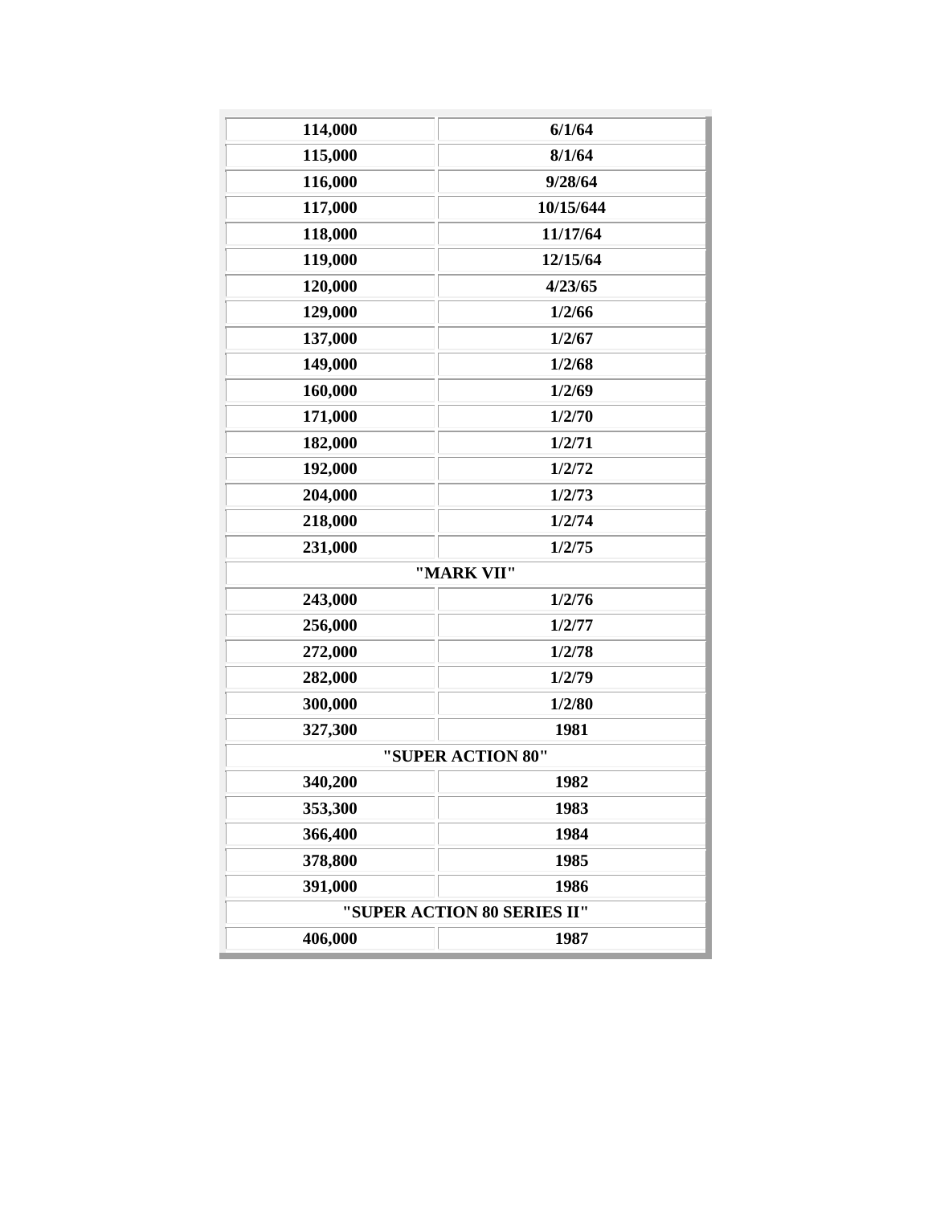| | |
|---|---|
| 114,000 | 6/1/64 |
| 115,000 | 8/1/64 |
| 116,000 | 9/28/64 |
| 117,000 | 10/15/644 |
| 118,000 | 11/17/64 |
| 119,000 | 12/15/64 |
| 120,000 | 4/23/65 |
| 129,000 | 1/2/66 |
| 137,000 | 1/2/67 |
| 149,000 | 1/2/68 |
| 160,000 | 1/2/69 |
| 171,000 | 1/2/70 |
| 182,000 | 1/2/71 |
| 192,000 | 1/2/72 |
| 204,000 | 1/2/73 |
| 218,000 | 1/2/74 |
| 231,000 | 1/2/75 |
| **"MARK VII"** | |
| 243,000 | 1/2/76 |
| 256,000 | 1/2/77 |
| 272,000 | 1/2/78 |
| 282,000 | 1/2/79 |
| 300,000 | 1/2/80 |
| 327,300 | 1981 |
| **"SUPER ACTION 80"** | |
| 340,200 | 1982 |
| 353,300 | 1983 |
| 366,400 | 1984 |
| 378,800 | 1985 |
| 391,000 | 1986 |
| **"SUPER ACTION 80 SERIES II"** | |
| 406,000 | 1987 |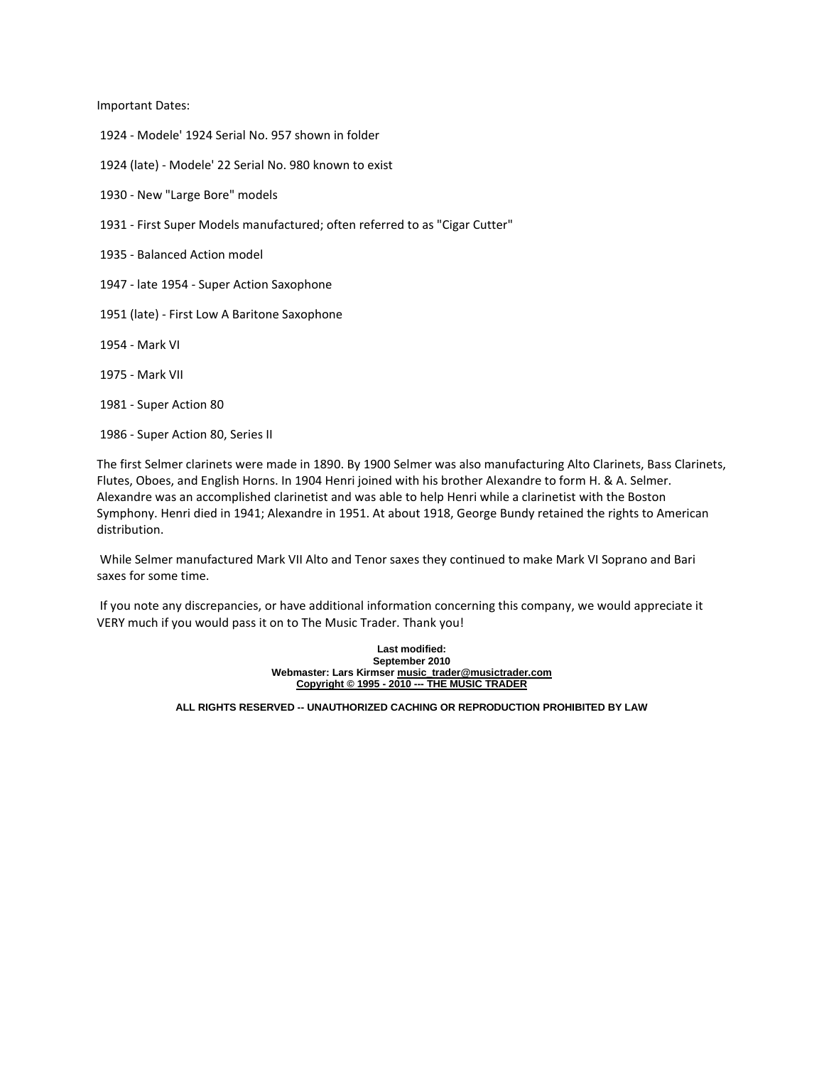Important Dates:

1924 - Modele' 1924 Serial No. 957 shown in folder

1924 (late) - Modele' 22 Serial No. 980 known to exist

1930 - New "Large Bore" models

1931 - First Super Models manufactured; often referred to as "Cigar Cutter"

1935 - Balanced Action model

1947 - late 1954 - Super Action Saxophone

1951 (late) - First Low A Baritone Saxophone

1954 - Mark VI

1975 - Mark VII

1981 - Super Action 80

1986 - Super Action 80, Series II

The first Selmer clarinets were made in 1890. By 1900 Selmer was also manufacturing Alto Clarinets, Bass Clarinets, Flutes, Oboes, and English Horns. In 1904 Henri joined with his brother Alexandre to form H. & A. Selmer. Alexandre was an accomplished clarinetist and was able to help Henri while a clarinetist with the Boston Symphony. Henri died in 1941; Alexandre in 1951. At about 1918, George Bundy retained the rights to American distribution.

While Selmer manufactured Mark VII Alto and Tenor saxes they continued to make Mark VI Soprano and Bari saxes for some time.

If you note any discrepancies, or have additional information concerning this company, we would appreciate it VERY much if you would pass it on to The Music Trader. Thank you!

**Last modified:**
**September 2010**
**Webmaster: Lars Kirmser music_trader@musictrader.com**
**Copyright © 1995 - 2010 --- THE MUSIC TRADER**

**ALL RIGHTS RESERVED -- UNAUTHORIZED CACHING OR REPRODUCTION PROHIBITED BY LAW**